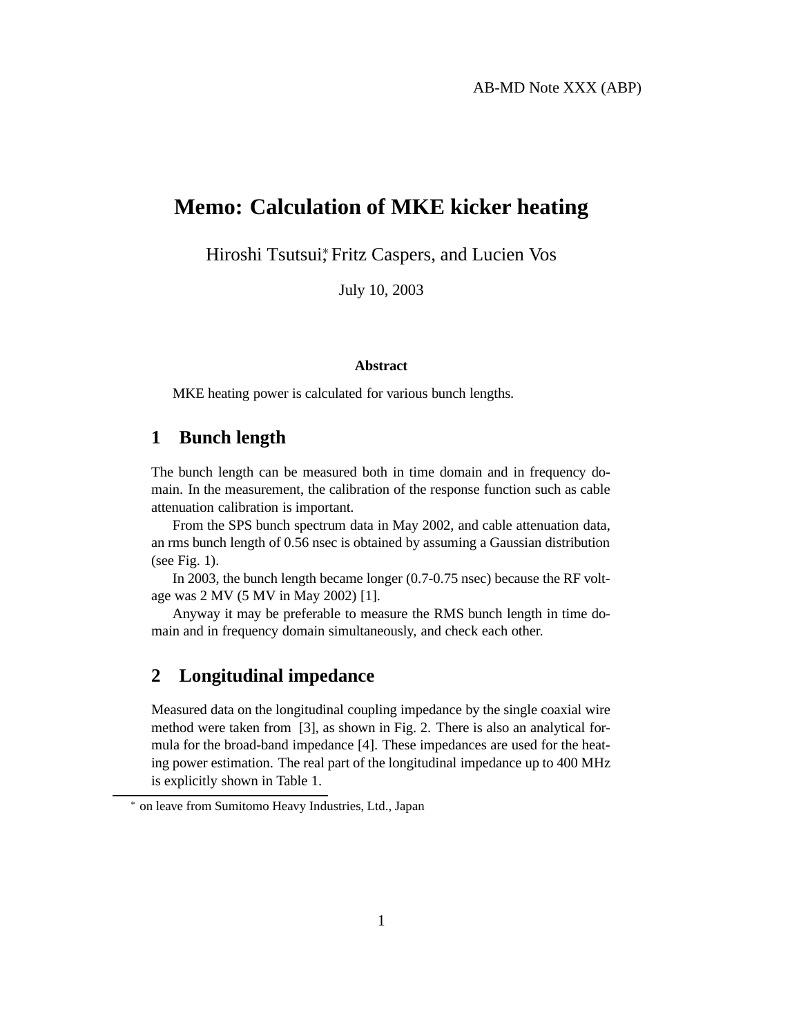AB-MD Note XXX (ABP)

# Memo: Calculation of MKE kicker heating

Hiroshi Tsutsui*, Fritz Caspers, and Lucien Vos

July 10, 2003

**Abstract**

MKE heating power is calculated for various bunch lengths.

## 1 Bunch length

The bunch length can be measured both in time domain and in frequency domain. In the measurement, the calibration of the response function such as cable attenuation calibration is important.

From the SPS bunch spectrum data in May 2002, and cable attenuation data, an rms bunch length of 0.56 nsec is obtained by assuming a Gaussian distribution (see Fig. 1).

In 2003, the bunch length became longer (0.7-0.75 nsec) because the RF voltage was 2 MV (5 MV in May 2002) [1].

Anyway it may be preferable to measure the RMS bunch length in time domain and in frequency domain simultaneously, and check each other.

## 2 Longitudinal impedance

Measured data on the longitudinal coupling impedance by the single coaxial wire method were taken from [3], as shown in Fig. 2. There is also an analytical formula for the broad-band impedance [4]. These impedances are used for the heating power estimation. The real part of the longitudinal impedance up to 400 MHz is explicitly shown in Table 1.

---

* on leave from Sumitomo Heavy Industries, Ltd., Japan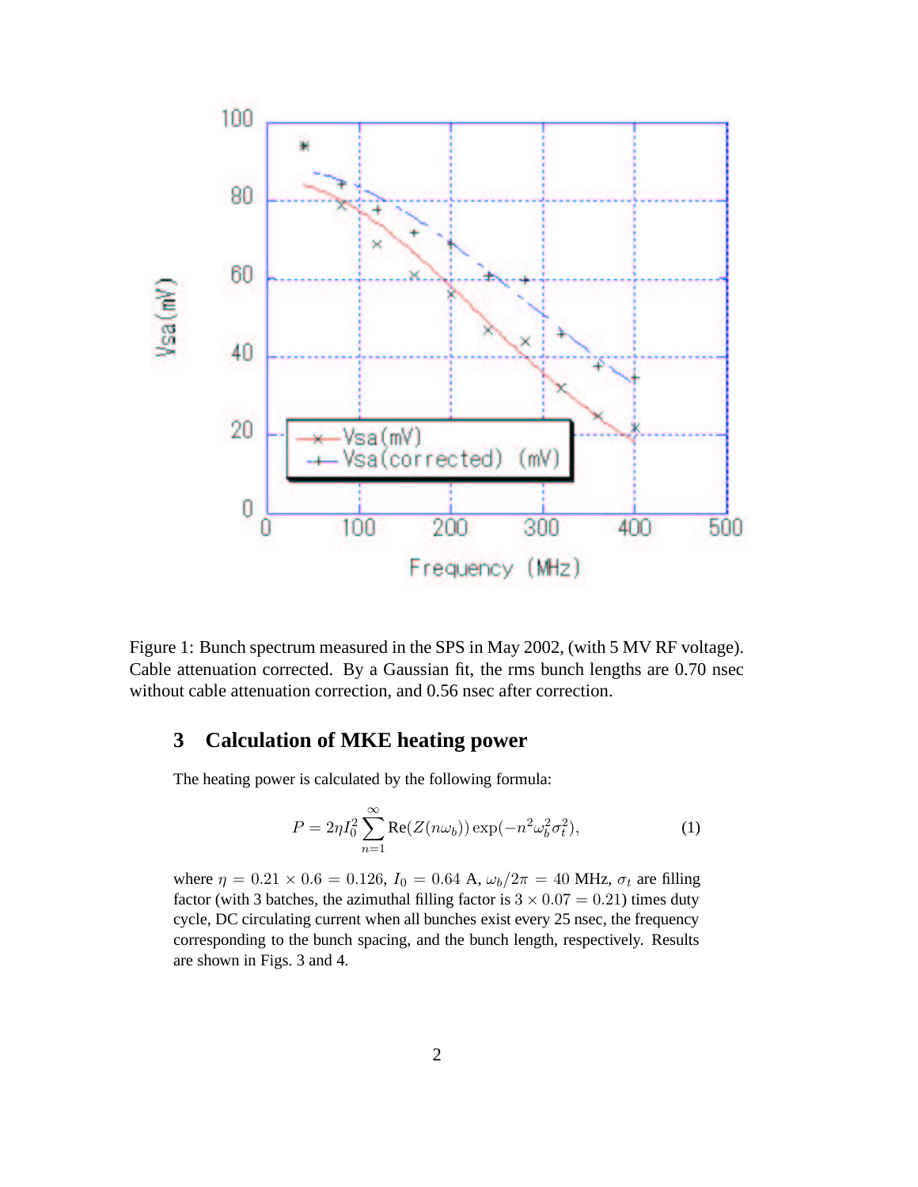Figure 1: Bunch spectrum measured in the SPS in May 2002, (with 5 MV RF voltage). Cable attenuation corrected. By a Gaussian fit, the rms bunch lengths are 0.70 nsec without cable attenuation correction, and 0.56 nsec after correction.

## 3 Calculation of MKE heating power

The heating power is calculated by the following formula:

$$P = 2\eta I_0^2 \sum_{n=1}^{\infty} \mathrm{Re}(Z(n\omega_b)) \exp(-n^2\omega_b^2\sigma_t^2), \tag{1}$$

where $\eta = 0.21 \times 0.6 = 0.126$, $I_0 = 0.64$ A, $\omega_b/2\pi = 40$ MHz, $\sigma_t$ are filling factor (with 3 batches, the azimuthal filling factor is $3 \times 0.07 = 0.21$) times duty cycle, DC circulating current when all bunches exist every 25 nsec, the frequency corresponding to the bunch spacing, and the bunch length, respectively. Results are shown in Figs. 3 and 4.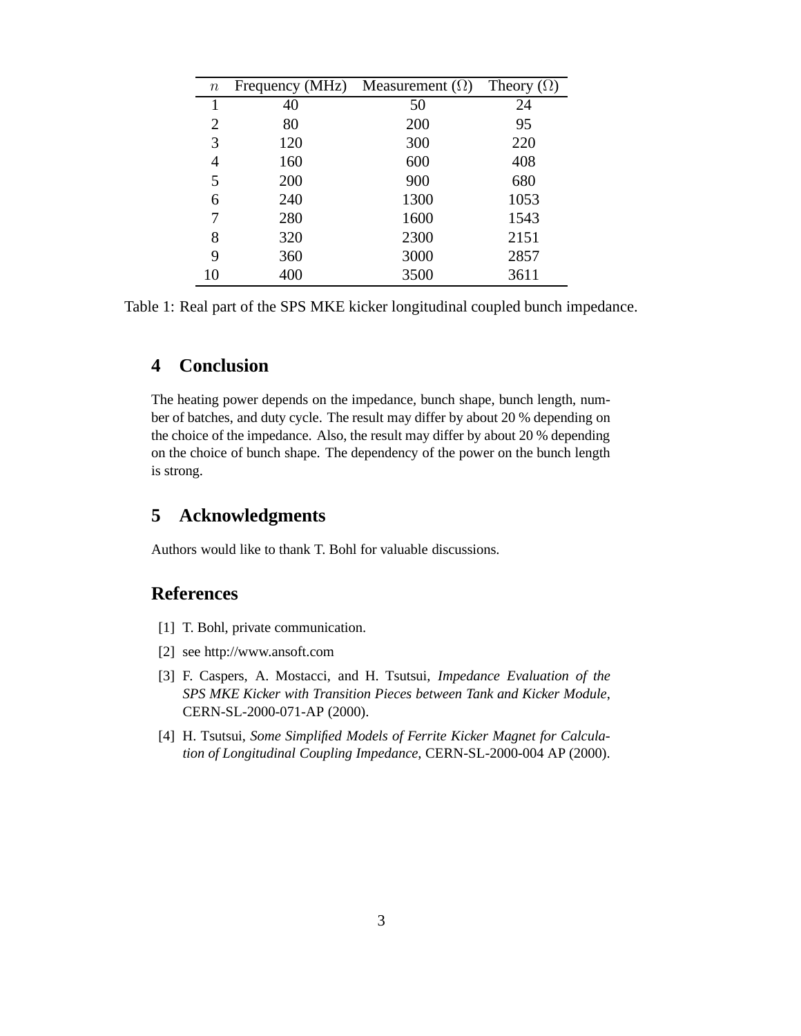| $n$ | Frequency (MHz) | Measurement ($\Omega$) | Theory ($\Omega$) |
|---|---|---|---|
| 1 | 40 | 50 | 24 |
| 2 | 80 | 200 | 95 |
| 3 | 120 | 300 | 220 |
| 4 | 160 | 600 | 408 |
| 5 | 200 | 900 | 680 |
| 6 | 240 | 1300 | 1053 |
| 7 | 280 | 1600 | 1543 |
| 8 | 320 | 2300 | 2151 |
| 9 | 360 | 3000 | 2857 |
| 10 | 400 | 3500 | 3611 |

Table 1: Real part of the SPS MKE kicker longitudinal coupled bunch impedance.

## 4 Conclusion

The heating power depends on the impedance, bunch shape, bunch length, number of batches, and duty cycle. The result may differ by about 20 % depending on the choice of the impedance. Also, the result may differ by about 20 % depending on the choice of bunch shape. The dependency of the power on the bunch length is strong.

## 5 Acknowledgments

Authors would like to thank T. Bohl for valuable discussions.

## References

[1] T. Bohl, private communication.

[2] see http://www.ansoft.com

[3] F. Caspers, A. Mostacci, and H. Tsutsui, *Impedance Evaluation of the SPS MKE Kicker with Transition Pieces between Tank and Kicker Module*, CERN-SL-2000-071-AP (2000).

[4] H. Tsutsui, *Some Simplified Models of Ferrite Kicker Magnet for Calculation of Longitudinal Coupling Impedance*, CERN-SL-2000-004 AP (2000).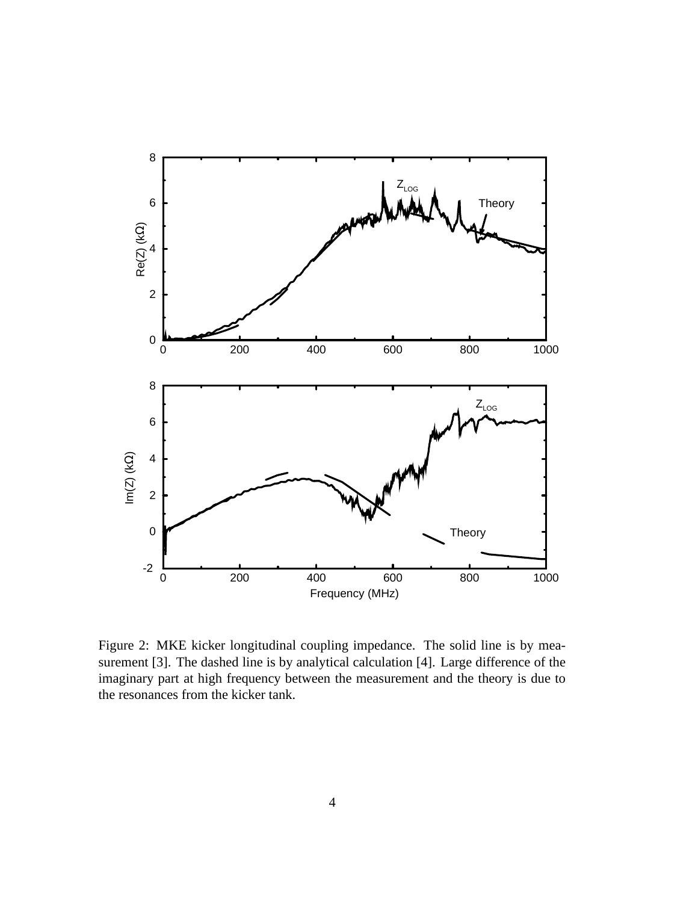Figure 2: MKE kicker longitudinal coupling impedance. The solid line is by measurement [3]. The dashed line is by analytical calculation [4]. Large difference of the imaginary part at high frequency between the measurement and the theory is due to the resonances from the kicker tank.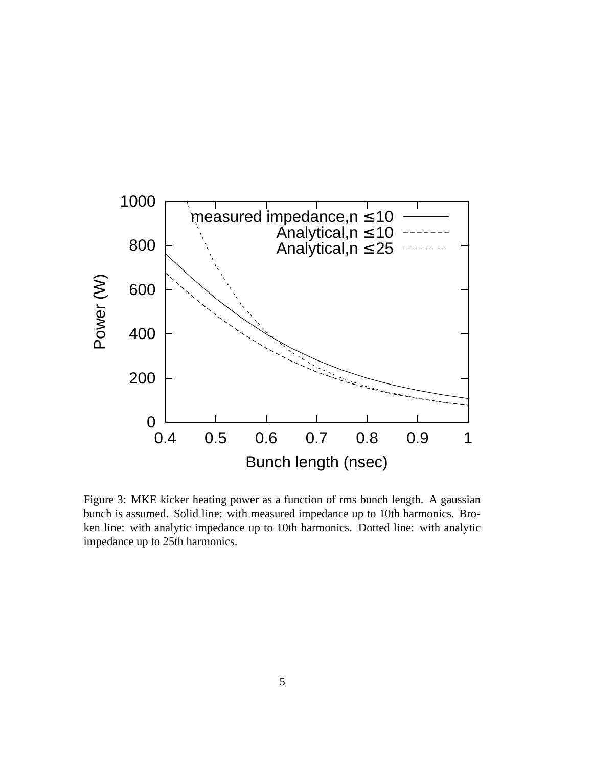Figure 3: MKE kicker heating power as a function of rms bunch length. A gaussian bunch is assumed. Solid line: with measured impedance up to 10th harmonics. Broken line: with analytic impedance up to 10th harmonics. Dotted line: with analytic impedance up to 25th harmonics.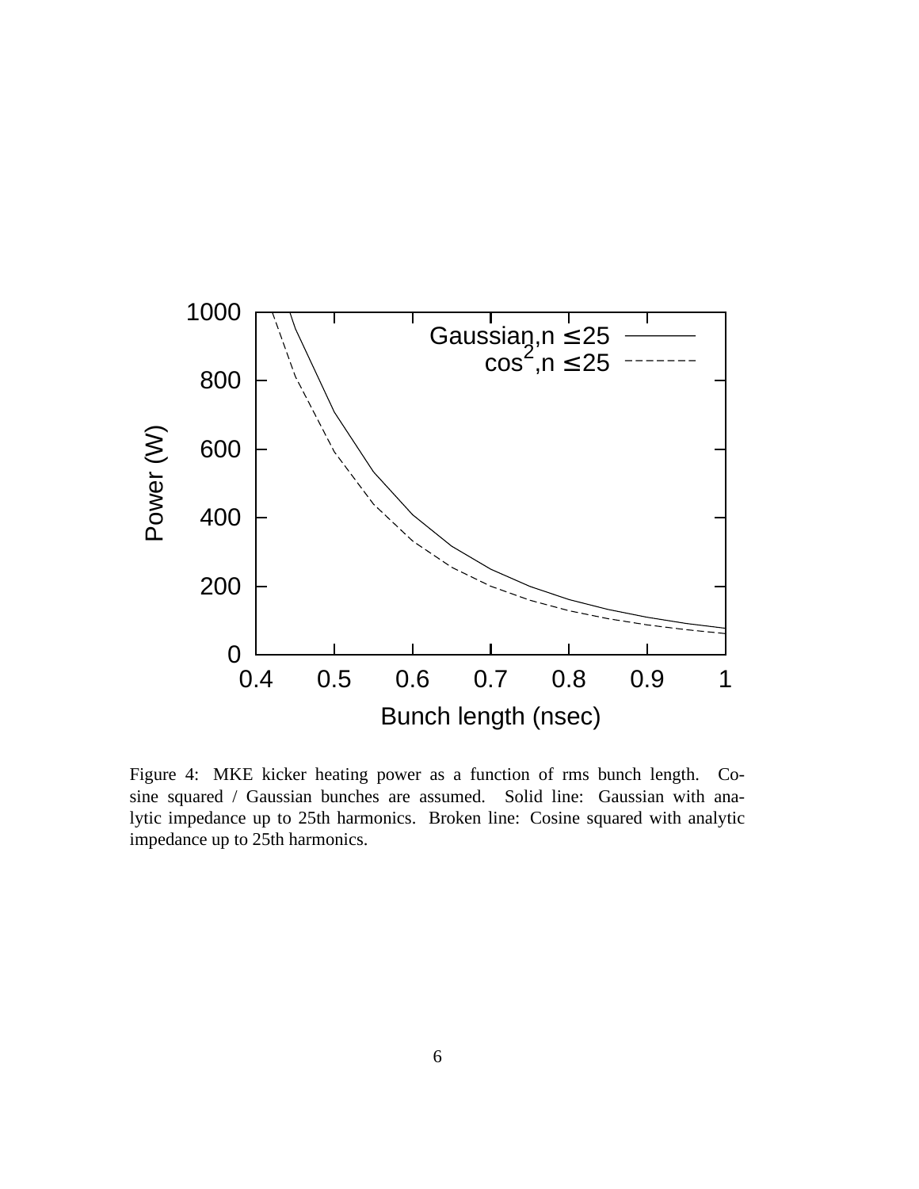1000

800

600

400

200

0

Power (W)

0.4 0.5 0.6 0.7 0.8 0.9 1

Bunch length (nsec)

Gaussian, $n \leq 25$

$\cos^2$, $n \leq 25$

Figure 4: MKE kicker heating power as a function of rms bunch length. Cosine squared / Gaussian bunches are assumed. Solid line: Gaussian with analytic impedance up to 25th harmonics. Broken line: Cosine squared with analytic impedance up to 25th harmonics.